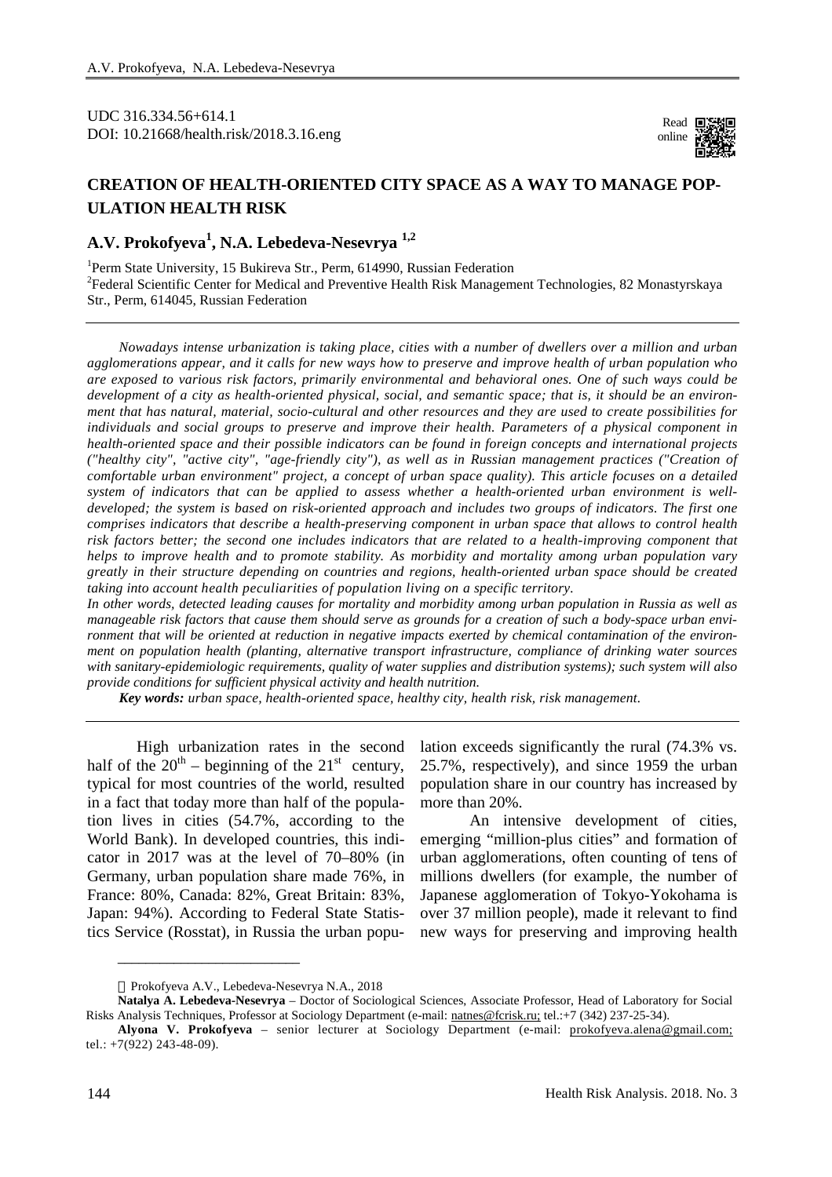UDC 316.334.56+614.1
DOI: 10.21668/health.risk/2018.3.16.eng

# CREATION OF HEALTH-ORIENTED CITY SPACE AS A WAY TO MANAGE POPULATION HEALTH RISK

## A.V. Prokofyeva[1], N.A. Lebedeva-Nesevrya [1,2]

[1]Perm State University, 15 Bukireva Str., Perm, 614990, Russian Federation
[2]Federal Scientific Center for Medical and Preventive Health Risk Management Technologies, 82 Monastyrskaya Str., Perm, 614045, Russian Federation

*Nowadays intense urbanization is taking place, cities with a number of dwellers over a million and urban agglomerations appear, and it calls for new ways how to preserve and improve health of urban population who are exposed to various risk factors, primarily environmental and behavioral ones. One of such ways could be development of a city as health-oriented physical, social, and semantic space; that is, it should be an environment that has natural, material, socio-cultural and other resources and they are used to create possibilities for individuals and social groups to preserve and improve their health. Parameters of a physical component in health-oriented space and their possible indicators can be found in foreign concepts and international projects ("healthy city", "active city", "age-friendly city"), as well as in Russian management practices ("Creation of comfortable urban environment" project, a concept of urban space quality). This article focuses on a detailed system of indicators that can be applied to assess whether a health-oriented urban environment is well-developed; the system is based on risk-oriented approach and includes two groups of indicators. The first one comprises indicators that describe a health-preserving component in urban space that allows to control health risk factors better; the second one includes indicators that are related to a health-improving component that helps to improve health and to promote stability. As morbidity and mortality among urban population vary greatly in their structure depending on countries and regions, health-oriented urban space should be created taking into account health peculiarities of population living on a specific territory.*

*In other words, detected leading causes for mortality and morbidity among urban population in Russia as well as manageable risk factors that cause them should serve as grounds for a creation of such a body-space urban environment that will be oriented at reduction in negative impacts exerted by chemical contamination of the environment on population health (planting, alternative transport infrastructure, compliance of drinking water sources with sanitary-epidemiologic requirements, quality of water supplies and distribution systems); such system will also provide conditions for sufficient physical activity and health nutrition.*

***Key words:** urban space, health-oriented space, healthy city, health risk, risk management.*

---

High urbanization rates in the second half of the $20^{th}$ – beginning of the $21^{st}$ century, typical for most countries of the world, resulted in a fact that today more than half of the population lives in cities (54.7%, according to the World Bank). In developed countries, this indicator in 2017 was at the level of 70–80% (in Germany, urban population share made 76%, in France: 80%, Canada: 82%, Great Britain: 83%, Japan: 94%). According to Federal State Statistics Service (Rosstat), in Russia the urban population exceeds significantly the rural (74.3% vs. 25.7%, respectively), and since 1959 the urban population share in our country has increased by more than 20%.

An intensive development of cities, emerging "million-plus cities" and formation of urban agglomerations, often counting of tens of millions dwellers (for example, the number of Japanese agglomeration of Tokyo-Yokohama is over 37 million people), made it relevant to find new ways for preserving and improving health

---

© Prokofyeva A.V., Lebedeva-Nesevrya N.A., 2018

**Natalya A. Lebedeva-Nesevrya** – Doctor of Sociological Sciences, Associate Professor, Head of Laboratory for Social Risks Analysis Techniques, Professor at Sociology Department (e-mail: natnes@fcrisk.ru; tel.:+7 (342) 237-25-34).

**Alyona V. Prokofyeva** – senior lecturer at Sociology Department (e-mail: prokofyeva.alena@gmail.com; tel.: +7(922) 243-48-09).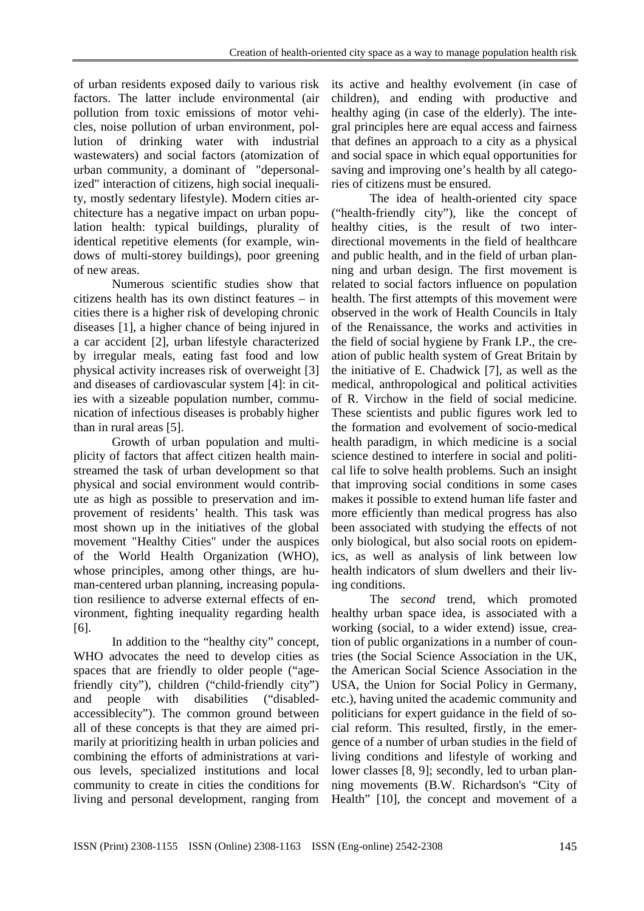of urban residents exposed daily to various risk factors. The latter include environmental (air pollution from toxic emissions of motor vehicles, noise pollution of urban environment, pollution of drinking water with industrial wastewaters) and social factors (atomization of urban community, a dominant of "depersonalized" interaction of citizens, high social inequality, mostly sedentary lifestyle). Modern cities architecture has a negative impact on urban population health: typical buildings, plurality of identical repetitive elements (for example, windows of multi-storey buildings), poor greening of new areas.

Numerous scientific studies show that citizens health has its own distinct features – in cities there is a higher risk of developing chronic diseases [1], a higher chance of being injured in a car accident [2], urban lifestyle characterized by irregular meals, eating fast food and low physical activity increases risk of overweight [3] and diseases of cardiovascular system [4]: in cities with a sizeable population number, communication of infectious diseases is probably higher than in rural areas [5].

Growth of urban population and multiplicity of factors that affect citizen health mainstreamed the task of urban development so that physical and social environment would contribute as high as possible to preservation and improvement of residents' health. This task was most shown up in the initiatives of the global movement "Healthy Cities" under the auspices of the World Health Organization (WHO), whose principles, among other things, are human-centered urban planning, increasing population resilience to adverse external effects of environment, fighting inequality regarding health [6].

In addition to the "healthy city" concept, WHO advocates the need to develop cities as spaces that are friendly to older people ("age-friendly city"), children ("child-friendly city") and people with disabilities ("disabled-accessiblecity"). The common ground between all of these concepts is that they are aimed primarily at prioritizing health in urban policies and combining the efforts of administrations at various levels, specialized institutions and local community to create in cities the conditions for living and personal development, ranging from its active and healthy evolvement (in case of children), and ending with productive and healthy aging (in case of the elderly). The integral principles here are equal access and fairness that defines an approach to a city as a physical and social space in which equal opportunities for saving and improving one's health by all categories of citizens must be ensured.

The idea of health-oriented city space ("health-friendly city"), like the concept of healthy cities, is the result of two inter-directional movements in the field of healthcare and public health, and in the field of urban planning and urban design. The first movement is related to social factors influence on population health. The first attempts of this movement were observed in the work of Health Councils in Italy of the Renaissance, the works and activities in the field of social hygiene by Frank I.P., the creation of public health system of Great Britain by the initiative of E. Chadwick [7], as well as the medical, anthropological and political activities of R. Virchow in the field of social medicine. These scientists and public figures work led to the formation and evolvement of socio-medical health paradigm, in which medicine is a social science destined to interfere in social and political life to solve health problems. Such an insight that improving social conditions in some cases makes it possible to extend human life faster and more efficiently than medical progress has also been associated with studying the effects of not only biological, but also social roots on epidemics, as well as analysis of link between low health indicators of slum dwellers and their living conditions.

The *second* trend, which promoted healthy urban space idea, is associated with a working (social, to a wider extend) issue, creation of public organizations in a number of countries (the Social Science Association in the UK, the American Social Science Association in the USA, the Union for Social Policy in Germany, etc.), having united the academic community and politicians for expert guidance in the field of social reform. This resulted, firstly, in the emergence of a number of urban studies in the field of living conditions and lifestyle of working and lower classes [8, 9]; secondly, led to urban planning movements (B.W. Richardson's "City of Health" [10], the concept and movement of a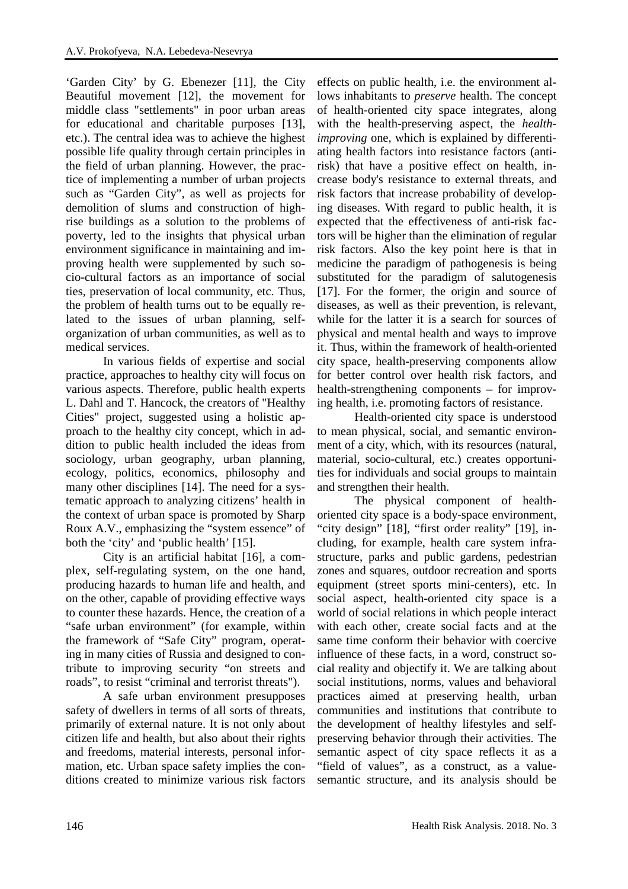'Garden City' by G. Ebenezer [11], the City Beautiful movement [12], the movement for middle class "settlements" in poor urban areas for educational and charitable purposes [13], etc.). The central idea was to achieve the highest possible life quality through certain principles in the field of urban planning. However, the practice of implementing a number of urban projects such as "Garden City", as well as projects for demolition of slums and construction of high-rise buildings as a solution to the problems of poverty, led to the insights that physical urban environment significance in maintaining and improving health were supplemented by such socio-cultural factors as an importance of social ties, preservation of local community, etc. Thus, the problem of health turns out to be equally related to the issues of urban planning, self-organization of urban communities, as well as to medical services.

In various fields of expertise and social practice, approaches to healthy city will focus on various aspects. Therefore, public health experts L. Dahl and T. Hancock, the creators of "Healthy Cities" project, suggested using a holistic approach to the healthy city concept, which in addition to public health included the ideas from sociology, urban geography, urban planning, ecology, politics, economics, philosophy and many other disciplines [14]. The need for a systematic approach to analyzing citizens' health in the context of urban space is promoted by Sharp Roux A.V., emphasizing the "system essence" of both the 'city' and 'public health' [15].

City is an artificial habitat [16], a complex, self-regulating system, on the one hand, producing hazards to human life and health, and on the other, capable of providing effective ways to counter these hazards. Hence, the creation of a "safe urban environment" (for example, within the framework of "Safe City" program, operating in many cities of Russia and designed to contribute to improving security "on streets and roads", to resist "criminal and terrorist threats").

A safe urban environment presupposes safety of dwellers in terms of all sorts of threats, primarily of external nature. It is not only about citizen life and health, but also about their rights and freedoms, material interests, personal information, etc. Urban space safety implies the conditions created to minimize various risk factors effects on public health, i.e. the environment allows inhabitants to *preserve* health. The concept of health-oriented city space integrates, along with the health-preserving aspect, the *health-improving* one, which is explained by differentiating health factors into resistance factors (anti-risk) that have a positive effect on health, increase body's resistance to external threats, and risk factors that increase probability of developing diseases. With regard to public health, it is expected that the effectiveness of anti-risk factors will be higher than the elimination of regular risk factors. Also the key point here is that in medicine the paradigm of pathogenesis is being substituted for the paradigm of salutogenesis [17]. For the former, the origin and source of diseases, as well as their prevention, is relevant, while for the latter it is a search for sources of physical and mental health and ways to improve it. Thus, within the framework of health-oriented city space, health-preserving components allow for better control over health risk factors, and health-strengthening components – for improving health, i.e. promoting factors of resistance.

Health-oriented city space is understood to mean physical, social, and semantic environment of a city, which, with its resources (natural, material, socio-cultural, etc.) creates opportunities for individuals and social groups to maintain and strengthen their health.

The physical component of health-oriented city space is a body-space environment, "city design" [18], "first order reality" [19], including, for example, health care system infrastructure, parks and public gardens, pedestrian zones and squares, outdoor recreation and sports equipment (street sports mini-centers), etc. In social aspect, health-oriented city space is a world of social relations in which people interact with each other, create social facts and at the same time conform their behavior with coercive influence of these facts, in a word, construct social reality and objectify it. We are talking about social institutions, norms, values and behavioral practices aimed at preserving health, urban communities and institutions that contribute to the development of healthy lifestyles and self-preserving behavior through their activities. The semantic aspect of city space reflects it as a "field of values", as a construct, as a value-semantic structure, and its analysis should be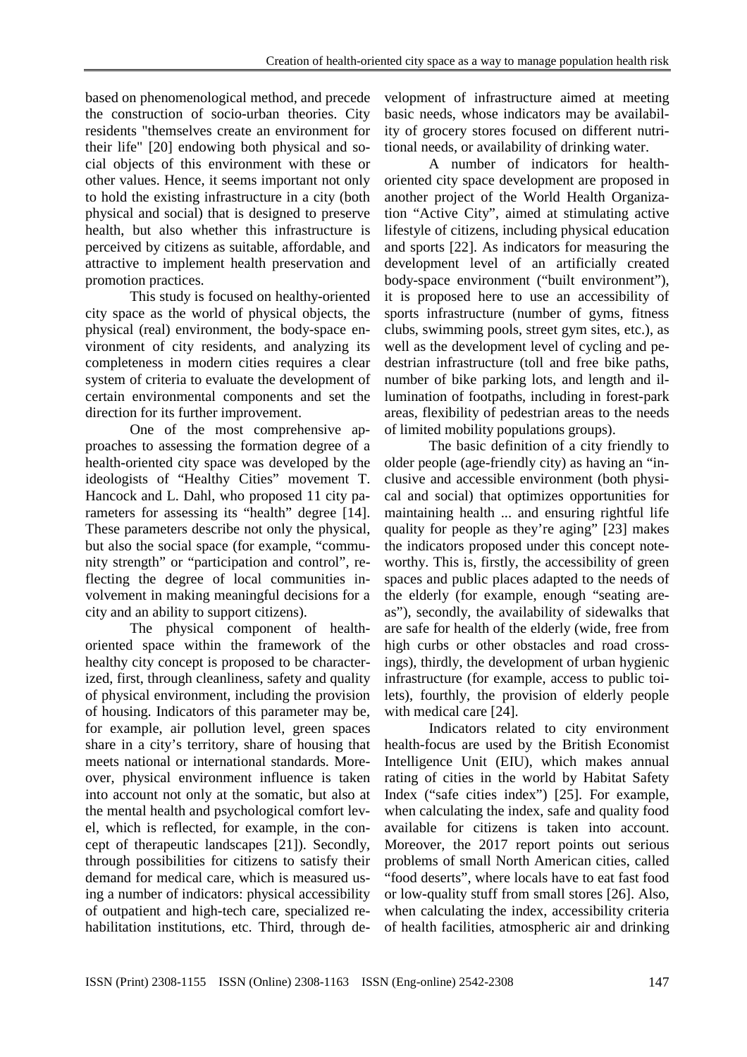based on phenomenological method, and precede the construction of socio-urban theories. City residents "themselves create an environment for their life" [20] endowing both physical and social objects of this environment with these or other values. Hence, it seems important not only to hold the existing infrastructure in a city (both physical and social) that is designed to preserve health, but also whether this infrastructure is perceived by citizens as suitable, affordable, and attractive to implement health preservation and promotion practices.

This study is focused on healthy-oriented city space as the world of physical objects, the physical (real) environment, the body-space environment of city residents, and analyzing its completeness in modern cities requires a clear system of criteria to evaluate the development of certain environmental components and set the direction for its further improvement.

One of the most comprehensive approaches to assessing the formation degree of a health-oriented city space was developed by the ideologists of "Healthy Cities" movement T. Hancock and L. Dahl, who proposed 11 city parameters for assessing its "health" degree [14]. These parameters describe not only the physical, but also the social space (for example, "community strength" or "participation and control", reflecting the degree of local communities involvement in making meaningful decisions for a city and an ability to support citizens).

The physical component of health-oriented space within the framework of the healthy city concept is proposed to be characterized, first, through cleanliness, safety and quality of physical environment, including the provision of housing. Indicators of this parameter may be, for example, air pollution level, green spaces share in a city's territory, share of housing that meets national or international standards. Moreover, physical environment influence is taken into account not only at the somatic, but also at the mental health and psychological comfort level, which is reflected, for example, in the concept of therapeutic landscapes [21]). Secondly, through possibilities for citizens to satisfy their demand for medical care, which is measured using a number of indicators: physical accessibility of outpatient and high-tech care, specialized rehabilitation institutions, etc. Third, through development of infrastructure aimed at meeting basic needs, whose indicators may be availability of grocery stores focused on different nutritional needs, or availability of drinking water.

A number of indicators for health-oriented city space development are proposed in another project of the World Health Organization "Active City", aimed at stimulating active lifestyle of citizens, including physical education and sports [22]. As indicators for measuring the development level of an artificially created body-space environment ("built environment"), it is proposed here to use an accessibility of sports infrastructure (number of gyms, fitness clubs, swimming pools, street gym sites, etc.), as well as the development level of cycling and pedestrian infrastructure (toll and free bike paths, number of bike parking lots, and length and illumination of footpaths, including in forest-park areas, flexibility of pedestrian areas to the needs of limited mobility populations groups).

The basic definition of a city friendly to older people (age-friendly city) as having an "inclusive and accessible environment (both physical and social) that optimizes opportunities for maintaining health ... and ensuring rightful life quality for people as they're aging" [23] makes the indicators proposed under this concept noteworthy. This is, firstly, the accessibility of green spaces and public places adapted to the needs of the elderly (for example, enough "seating areas"), secondly, the availability of sidewalks that are safe for health of the elderly (wide, free from high curbs or other obstacles and road crossings), thirdly, the development of urban hygienic infrastructure (for example, access to public toilets), fourthly, the provision of elderly people with medical care [24].

Indicators related to city environment health-focus are used by the British Economist Intelligence Unit (EIU), which makes annual rating of cities in the world by Habitat Safety Index ("safe cities index") [25]. For example, when calculating the index, safe and quality food available for citizens is taken into account. Moreover, the 2017 report points out serious problems of small North American cities, called "food deserts", where locals have to eat fast food or low-quality stuff from small stores [26]. Also, when calculating the index, accessibility criteria of health facilities, atmospheric air and drinking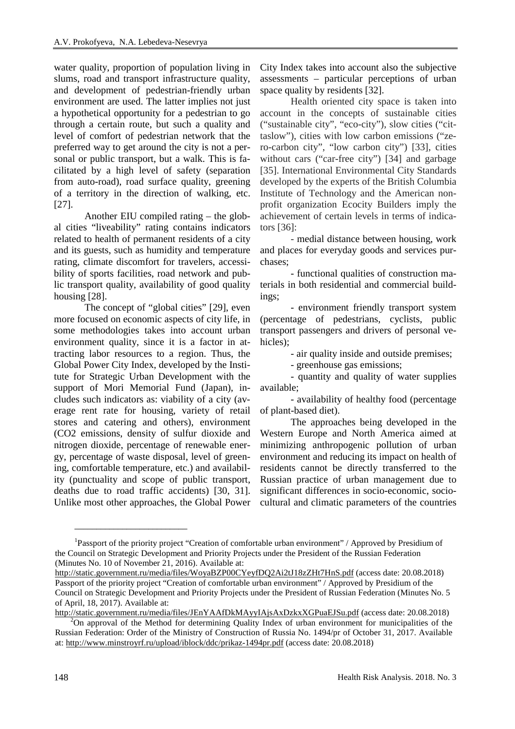water quality, proportion of population living in slums, road and transport infrastructure quality, and development of pedestrian-friendly urban environment are used. The latter implies not just a hypothetical opportunity for a pedestrian to go through a certain route, but such a quality and level of comfort of pedestrian network that the preferred way to get around the city is not a personal or public transport, but a walk. This is facilitated by a high level of safety (separation from auto-road), road surface quality, greening of a territory in the direction of walking, etc. [27].

Another EIU compiled rating – the global cities "liveability" rating contains indicators related to health of permanent residents of a city and its guests, such as humidity and temperature rating, climate discomfort for travelers, accessibility of sports facilities, road network and public transport quality, availability of good quality housing [28].

The concept of "global cities" [29], even more focused on economic aspects of city life, in some methodologies takes into account urban environment quality, since it is a factor in attracting labor resources to a region. Thus, the Global Power City Index, developed by the Institute for Strategic Urban Development with the support of Mori Memorial Fund (Japan), includes such indicators as: viability of a city (average rent rate for housing, variety of retail stores and catering and others), environment ($CO_2$ emissions, density of sulfur dioxide and nitrogen dioxide, percentage of renewable energy, percentage of waste disposal, level of greening, comfortable temperature, etc.) and availability (punctuality and scope of public transport, deaths due to road traffic accidents) [30, 31]. Unlike most other approaches, the Global Power City Index takes into account also the subjective assessments – particular perceptions of urban space quality by residents [32].

Health oriented city space is taken into account in the concepts of sustainable cities ("sustainable city", "eco-city"), slow cities ("cittaslow"), cities with low carbon emissions ("zero-carbon city", "low carbon city") [33], cities without cars ("car-free city") [34] and garbage [35]. International Environmental City Standards developed by the experts of the British Columbia Institute of Technology and the American nonprofit organization Ecocity Builders imply the achievement of certain levels in terms of indicators [36]:

- medial distance between housing, work and places for everyday goods and services purchases;
- functional qualities of construction materials in both residential and commercial buildings;
- environment friendly transport system (percentage of pedestrians, cyclists, public transport passengers and drivers of personal vehicles);
- air quality inside and outside premises;
- greenhouse gas emissions;
- quantity and quality of water supplies available;
- availability of healthy food (percentage of plant-based diet).

The approaches being developed in the Western Europe and North America aimed at minimizing anthropogenic pollution of urban environment and reducing its impact on health of residents cannot be directly transferred to the Russian practice of urban management due to significant differences in socio-economic, sociocultural and climatic parameters of the countries

---

[1] Passport of the priority project "Creation of comfortable urban environment" / Approved by Presidium of the Council on Strategic Development and Priority Projects under the President of the Russian Federation (Minutes No. 10 of November 21, 2016). Available at: http://static.government.ru/media/files/WoyaBZP00CYeyfDQ2Ai2tJ18zZHt7HnS.pdf (access date: 20.08.2018) Passport of the priority project "Creation of comfortable urban environment" / Approved by Presidium of the Council on Strategic Development and Priority Projects under the President of Russian Federation (Minutes No. 5 of April, 18, 2017). Available at: http://static.government.ru/media/files/JEnYAAfDkMAyyIAjsAxDzkxXGPuaEJSu.pdf (access date: 20.08.2018)

[2] On approval of the Method for determining Quality Index of urban environment for municipalities of the Russian Federation: Order of the Ministry of Construction of Russia No. 1494/pr of October 31, 2017. Available at: http://www.minstroyrf.ru/upload/iblock/ddc/prikaz-1494pr.pdf (access date: 20.08.2018)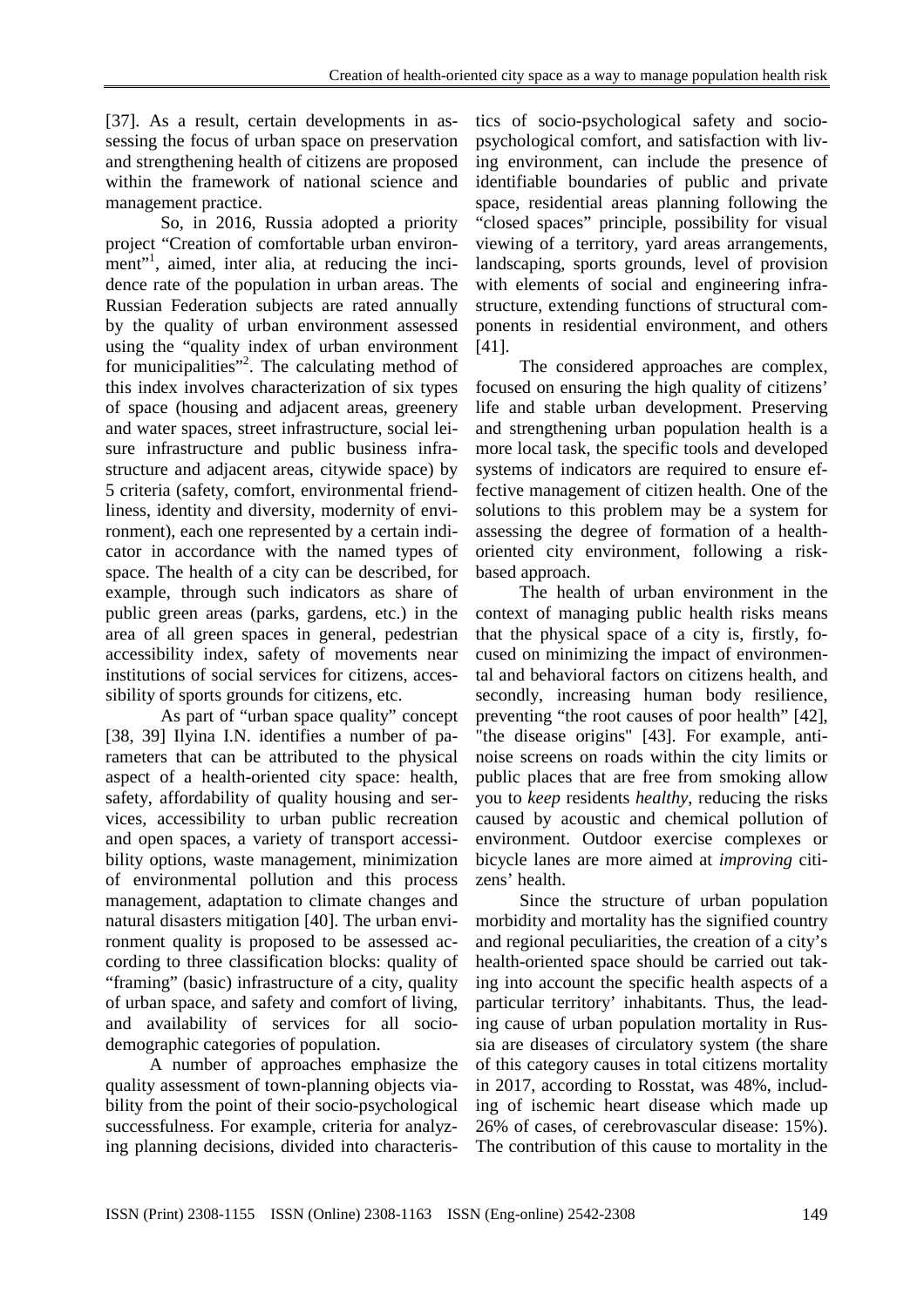[37]. As a result, certain developments in assessing the focus of urban space on preservation and strengthening health of citizens are proposed within the framework of national science and management practice.

So, in 2016, Russia adopted a priority project "Creation of comfortable urban environment"[1], aimed, inter alia, at reducing the incidence rate of the population in urban areas. The Russian Federation subjects are rated annually by the quality of urban environment assessed using the "quality index of urban environment for municipalities"[2]. The calculating method of this index involves characterization of six types of space (housing and adjacent areas, greenery and water spaces, street infrastructure, social leisure infrastructure and public business infrastructure and adjacent areas, citywide space) by 5 criteria (safety, comfort, environmental friendliness, identity and diversity, modernity of environment), each one represented by a certain indicator in accordance with the named types of space. The health of a city can be described, for example, through such indicators as share of public green areas (parks, gardens, etc.) in the area of all green spaces in general, pedestrian accessibility index, safety of movements near institutions of social services for citizens, accessibility of sports grounds for citizens, etc.

As part of "urban space quality" concept [38, 39] Ilyina I.N. identifies a number of parameters that can be attributed to the physical aspect of a health-oriented city space: health, safety, affordability of quality housing and services, accessibility to urban public recreation and open spaces, a variety of transport accessibility options, waste management, minimization of environmental pollution and this process management, adaptation to climate changes and natural disasters mitigation [40]. The urban environment quality is proposed to be assessed according to three classification blocks: quality of "framing" (basic) infrastructure of a city, quality of urban space, and safety and comfort of living, and availability of services for all socio-demographic categories of population.

A number of approaches emphasize the quality assessment of town-planning objects viability from the point of their socio-psychological successfulness. For example, criteria for analyzing planning decisions, divided into characteristics of socio-psychological safety and socio-psychological comfort, and satisfaction with living environment, can include the presence of identifiable boundaries of public and private space, residential areas planning following the "closed spaces" principle, possibility for visual viewing of a territory, yard areas arrangements, landscaping, sports grounds, level of provision with elements of social and engineering infrastructure, extending functions of structural components in residential environment, and others [41].

The considered approaches are complex, focused on ensuring the high quality of citizens' life and stable urban development. Preserving and strengthening urban population health is a more local task, the specific tools and developed systems of indicators are required to ensure effective management of citizen health. One of the solutions to this problem may be a system for assessing the degree of formation of a health-oriented city environment, following a risk-based approach.

The health of urban environment in the context of managing public health risks means that the physical space of a city is, firstly, focused on minimizing the impact of environmental and behavioral factors on citizens health, and secondly, increasing human body resilience, preventing "the root causes of poor health" [42], "the disease origins" [43]. For example, anti-noise screens on roads within the city limits or public places that are free from smoking allow you to *keep* residents *healthy*, reducing the risks caused by acoustic and chemical pollution of environment. Outdoor exercise complexes or bicycle lanes are more aimed at *improving* citizens' health.

Since the structure of urban population morbidity and mortality has the signified country and regional peculiarities, the creation of a city's health-oriented space should be carried out taking into account the specific health aspects of a particular territory' inhabitants. Thus, the leading cause of urban population mortality in Russia are diseases of circulatory system (the share of this category causes in total citizens mortality in 2017, according to Rosstat, was 48%, including of ischemic heart disease which made up 26% of cases, of cerebrovascular disease: 15%). The contribution of this cause to mortality in the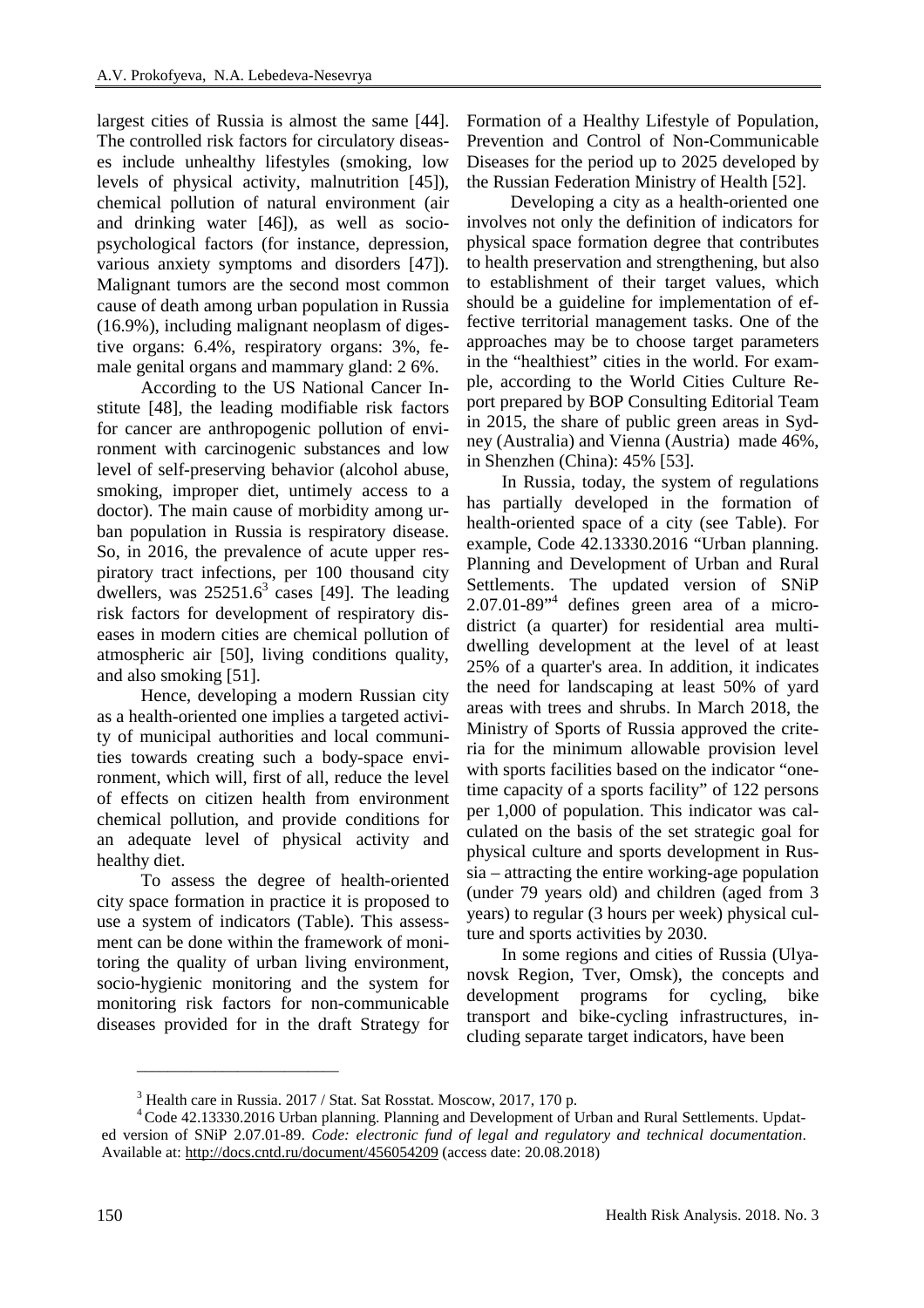largest cities of Russia is almost the same [44]. The controlled risk factors for circulatory diseases include unhealthy lifestyles (smoking, low levels of physical activity, malnutrition [45]), chemical pollution of natural environment (air and drinking water [46]), as well as socio-psychological factors (for instance, depression, various anxiety symptoms and disorders [47]). Malignant tumors are the second most common cause of death among urban population in Russia (16.9%), including malignant neoplasm of digestive organs: 6.4%, respiratory organs: 3%, female genital organs and mammary gland: 2 6%.

According to the US National Cancer Institute [48], the leading modifiable risk factors for cancer are anthropogenic pollution of environment with carcinogenic substances and low level of self-preserving behavior (alcohol abuse, smoking, improper diet, untimely access to a doctor). The main cause of morbidity among urban population in Russia is respiratory disease. So, in 2016, the prevalence of acute upper respiratory tract infections, per 100 thousand city dwellers, was 25251.6[3] cases [49]. The leading risk factors for development of respiratory diseases in modern cities are chemical pollution of atmospheric air [50], living conditions quality, and also smoking [51].

Hence, developing a modern Russian city as a health-oriented one implies a targeted activity of municipal authorities and local communities towards creating such a body-space environment, which will, first of all, reduce the level of effects on citizen health from environment chemical pollution, and provide conditions for an adequate level of physical activity and healthy diet.

To assess the degree of health-oriented city space formation in practice it is proposed to use a system of indicators (Table). This assessment can be done within the framework of monitoring the quality of urban living environment, socio-hygienic monitoring and the system for monitoring risk factors for non-communicable diseases provided for in the draft Strategy for Formation of a Healthy Lifestyle of Population, Prevention and Control of Non-Communicable Diseases for the period up to 2025 developed by the Russian Federation Ministry of Health [52].

Developing a city as a health-oriented one involves not only the definition of indicators for physical space formation degree that contributes to health preservation and strengthening, but also to establishment of their target values, which should be a guideline for implementation of effective territorial management tasks. One of the approaches may be to choose target parameters in the "healthiest" cities in the world. For example, according to the World Cities Culture Report prepared by BOP Consulting Editorial Team in 2015, the share of public green areas in Sydney (Australia) and Vienna (Austria) made 46%, in Shenzhen (China): 45% [53].

In Russia, today, the system of regulations has partially developed in the formation of health-oriented space of a city (see Table). For example, Code 42.13330.2016 "Urban planning. Planning and Development of Urban and Rural Settlements. The updated version of SNiP 2.07.01-89"[4] defines green area of a micro-district (a quarter) for residential area multi-dwelling development at the level of at least 25% of a quarter's area. In addition, it indicates the need for landscaping at least 50% of yard areas with trees and shrubs. In March 2018, the Ministry of Sports of Russia approved the criteria for the minimum allowable provision level with sports facilities based on the indicator "one-time capacity of a sports facility" of 122 persons per 1,000 of population. This indicator was calculated on the basis of the set strategic goal for physical culture and sports development in Russia – attracting the entire working-age population (under 79 years old) and children (aged from 3 years) to regular (3 hours per week) physical culture and sports activities by 2030.

In some regions and cities of Russia (Ulyanovsk Region, Tver, Omsk), the concepts and development programs for cycling, bike transport and bike-cycling infrastructures, including separate target indicators, have been

---

[3] Health care in Russia. 2017 / Stat. Sat Rosstat. Moscow, 2017, 170 p.

[4] Code 42.13330.2016 Urban planning. Planning and Development of Urban and Rural Settlements. Updated version of SNiP 2.07.01-89. *Code: electronic fund of legal and regulatory and technical documentation*. Available at: http://docs.cntd.ru/document/456054209 (access date: 20.08.2018)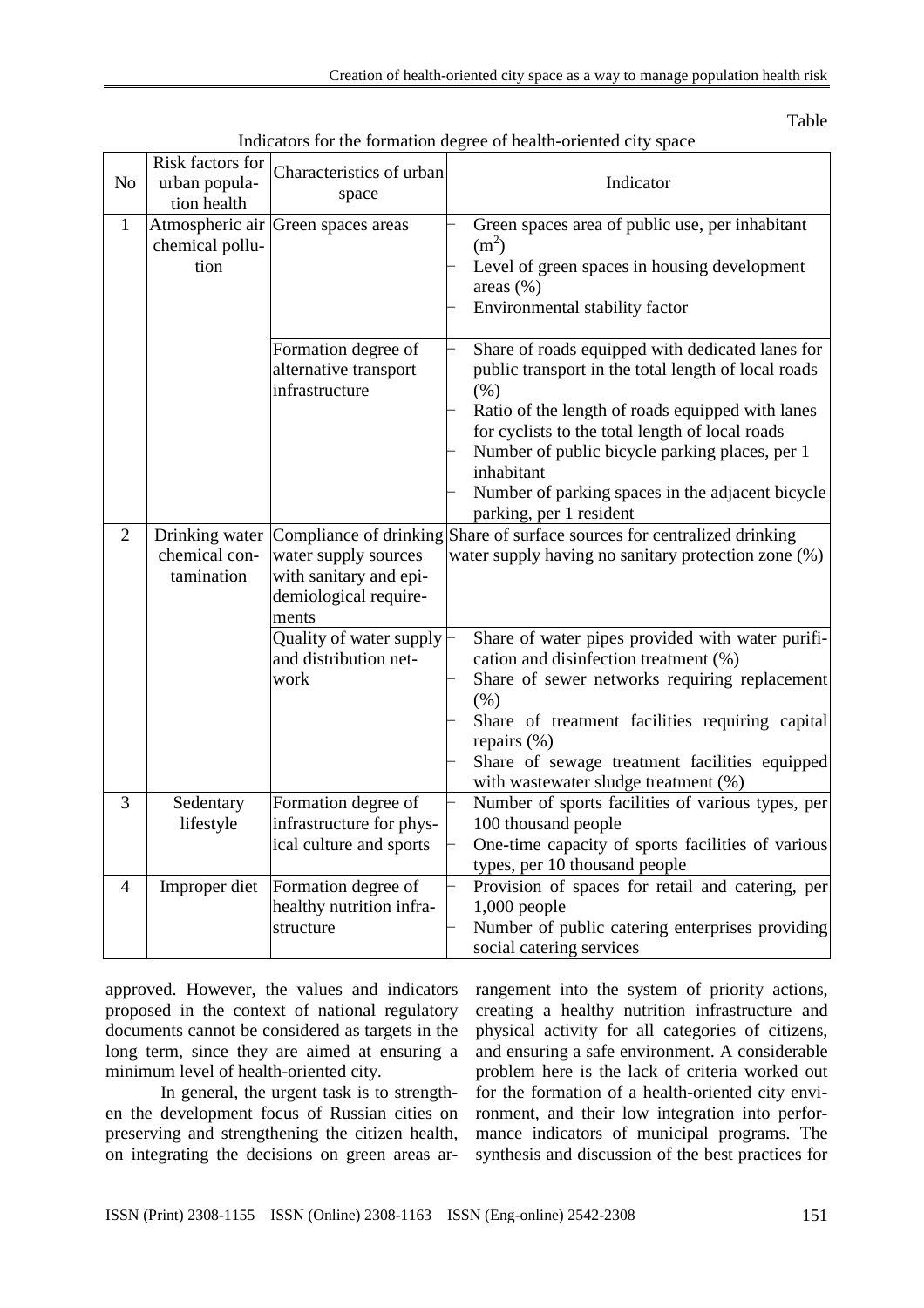Table

Indicators for the formation degree of health-oriented city space

| No | Risk factors for urban population health | Characteristics of urban space | Indicator |
|---|---|---|---|
| 1 | Atmospheric air chemical pollution | Green spaces areas | – Green spaces area of public use, per inhabitant ($m^2$)<br>– Level of green spaces in housing development areas (%)<br>– Environmental stability factor |
| | | Formation degree of alternative transport infrastructure | – Share of roads equipped with dedicated lanes for public transport in the total length of local roads (%)<br>– Ratio of the length of roads equipped with lanes for cyclists to the total length of local roads<br>– Number of public bicycle parking places, per 1 inhabitant<br>– Number of parking spaces in the adjacent bicycle parking, per 1 resident |
| 2 | Drinking water chemical contamination | Compliance of drinking water supply sources with sanitary and epidemiological requirements | Share of surface sources for centralized drinking water supply having no sanitary protection zone (%) |
| | | Quality of water supply and distribution network | – Share of water pipes provided with water purification and disinfection treatment (%)<br>– Share of sewer networks requiring replacement (%)<br>– Share of treatment facilities requiring capital repairs (%)<br>– Share of sewage treatment facilities equipped with wastewater sludge treatment (%) |
| 3 | Sedentary lifestyle | Formation degree of infrastructure for physical culture and sports | – Number of sports facilities of various types, per 100 thousand people<br>– One-time capacity of sports facilities of various types, per 10 thousand people |
| 4 | Improper diet | Formation degree of healthy nutrition infrastructure | – Provision of spaces for retail and catering, per 1,000 people<br>– Number of public catering enterprises providing social catering services |

approved. However, the values and indicators proposed in the context of national regulatory documents cannot be considered as targets in the long term, since they are aimed at ensuring a minimum level of health-oriented city.

In general, the urgent task is to strengthen the development focus of Russian cities on preserving and strengthening the citizen health, on integrating the decisions on green areas arrangement into the system of priority actions, creating a healthy nutrition infrastructure and physical activity for all categories of citizens, and ensuring a safe environment. A considerable problem here is the lack of criteria worked out for the formation of a health-oriented city environment, and their low integration into performance indicators of municipal programs. The synthesis and discussion of the best practices for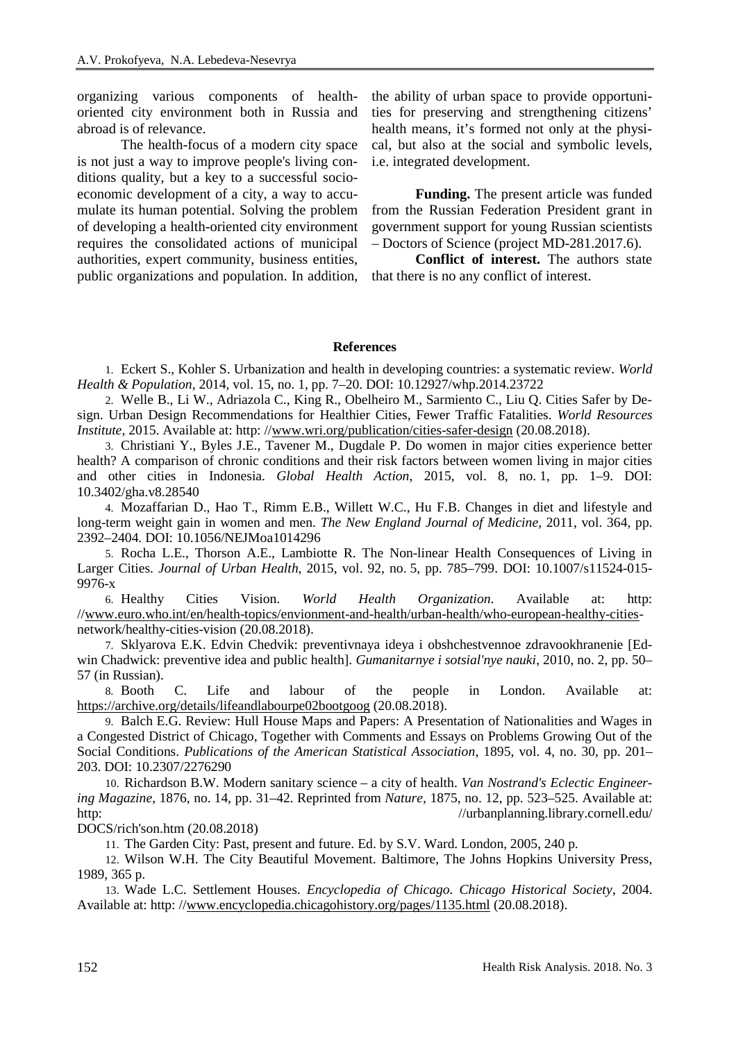organizing various components of health-oriented city environment both in Russia and abroad is of relevance.

The health-focus of a modern city space is not just a way to improve people's living conditions quality, but a key to a successful socio-economic development of a city, a way to accumulate its human potential. Solving the problem of developing a health-oriented city environment requires the consolidated actions of municipal authorities, expert community, business entities, public organizations and population. In addition, the ability of urban space to provide opportunities for preserving and strengthening citizens' health means, it's formed not only at the physical, but also at the social and symbolic levels, i.e. integrated development.

**Funding.** The present article was funded from the Russian Federation President grant in government support for young Russian scientists – Doctors of Science (project MD-281.2017.6).

**Conflict of interest.** The authors state that there is no any conflict of interest.

## References

1. Eckert S., Kohler S. Urbanization and health in developing countries: a systematic review. *World Health & Population*, 2014, vol. 15, no. 1, pp. 7–20. DOI: 10.12927/whp.2014.23722
2. Welle B., Li W., Adriazola C., King R., Obelheiro M., Sarmiento C., Liu Q. Cities Safer by Design. Urban Design Recommendations for Healthier Cities, Fewer Traffic Fatalities. *World Resources Institute*, 2015. Available at: http: //www.wri.org/publication/cities-safer-design (20.08.2018).
3. Christiani Y., Byles J.E., Tavener M., Dugdale P. Do women in major cities experience better health? A comparison of chronic conditions and their risk factors between women living in major cities and other cities in Indonesia. *Global Health Action*, 2015, vol. 8, no. 1, pp. 1–9. DOI: 10.3402/gha.v8.28540
4. Mozaffarian D., Hao T., Rimm E.B., Willett W.C., Hu F.B. Changes in diet and lifestyle and long-term weight gain in women and men. *The New England Journal of Medicine*, 2011, vol. 364, pp. 2392–2404. DOI: 10.1056/NEJMoa1014296
5. Rocha L.E., Thorson A.E., Lambiotte R. The Non-linear Health Consequences of Living in Larger Cities. *Journal of Urban Health*, 2015, vol. 92, no. 5, pp. 785–799. DOI: 10.1007/s11524-015-9976-x
6. Healthy Cities Vision. *World Health Organization*. Available at: http: //www.euro.who.int/en/health-topics/envionment-and-health/urban-health/who-european-healthy-cities-network/healthy-cities-vision (20.08.2018).
7. Sklyarova E.K. Edvin Chedvik: preventivnaya ideya i obshchestvennoe zdravookhranenie [Edwin Chadwick: preventive idea and public health]. *Gumanitarnye i sotsial'nye nauki*, 2010, no. 2, pp. 50–57 (in Russian).
8. Booth C. Life and labour of the people in London. Available at: https://archive.org/details/lifeandlabourpe02bootgoog (20.08.2018).
9. Balch E.G. Review: Hull House Maps and Papers: A Presentation of Nationalities and Wages in a Congested District of Chicago, Together with Comments and Essays on Problems Growing Out of the Social Conditions. *Publications of the American Statistical Association*, 1895, vol. 4, no. 30, pp. 201–203. DOI: 10.2307/2276290
10. Richardson B.W. Modern sanitary science – a city of health. *Van Nostrand's Eclectic Engineering Magazine*, 1876, no. 14, pp. 31–42. Reprinted from *Nature*, 1875, no. 12, pp. 523–525. Available at: http: //urbanplanning.library.cornell.edu/ DOCS/rich'son.htm (20.08.2018)
11. The Garden City: Past, present and future. Ed. by S.V. Ward. London, 2005, 240 p.
12. Wilson W.H. The City Beautiful Movement. Baltimore, The Johns Hopkins University Press, 1989, 365 p.
13. Wade L.C. Settlement Houses. *Encyclopedia of Chicago. Chicago Historical Society*, 2004. Available at: http: //www.encyclopedia.chicagohistory.org/pages/1135.html (20.08.2018).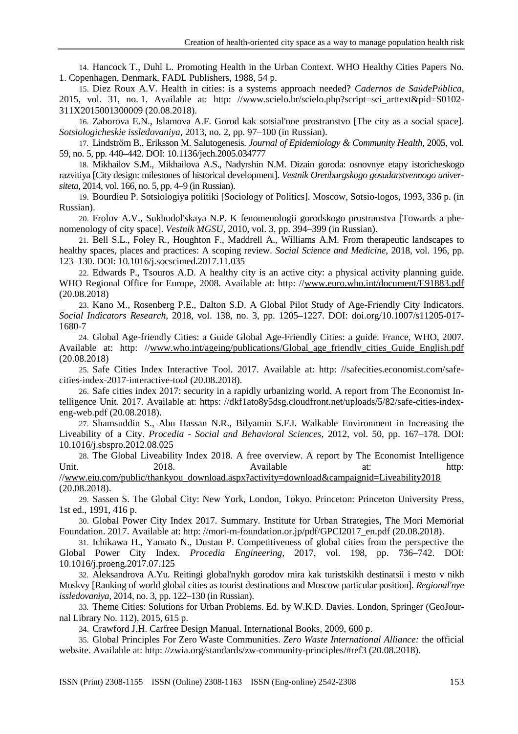14. Hancock T., Duhl L. Promoting Health in the Urban Context. WHO Healthy Cities Papers No. 1. Copenhagen, Denmark, FADL Publishers, 1988, 54 p.

15. Diez Roux A.V. Health in cities: is a systems approach needed? *Cadernos de SaúdePública*, 2015, vol. 31, no. 1. Available at: http: //www.scielo.br/scielo.php?script=sci_arttext&pid=S0102-311X2015001300009 (20.08.2018).

16. Zaborova E.N., Islamova A.F. Gorod kak sotsial'noe prostranstvo [The city as a social space]. *Sotsiologicheskie issledovaniya*, 2013, no. 2, pp. 97–100 (in Russian).

17. Lindström B., Eriksson M. Salutogenesis. *Journal of Epidemiology & Community Health*, 2005, vol. 59, no. 5, pp. 440–442. DOI: 10.1136/jech.2005.034777

18. Mikhailov S.M., Mikhailova A.S., Nadyrshin N.M. Dizain goroda: osnovnye etapy istoricheskogo razvitiya [City design: milestones of historical development]. *Vestnik Orenburgskogo gosudarstvennogo universiteta*, 2014, vol. 166, no. 5, pp. 4–9 (in Russian).

19. Bourdieu P. Sotsiologiya politiki [Sociology of Politics]. Moscow, Sotsio-logos, 1993, 336 p. (in Russian).

20. Frolov A.V., Sukhodol'skaya N.P. K fenomenologii gorodskogo prostranstva [Towards a phenomenology of city space]. *Vestnik MGSU*, 2010, vol. 3, pp. 394–399 (in Russian).

21. Bell S.L., Foley R., Houghton F., Maddrell A., Williams A.M. From therapeutic landscapes to healthy spaces, places and practices: A scoping review. *Social Science and Medicine*, 2018, vol. 196, pp. 123–130. DOI: 10.1016/j.socscimed.2017.11.035

22. Edwards P., Tsouros A.D. A healthy city is an active city: a physical activity planning guide. WHO Regional Office for Europe, 2008. Available at: http: //www.euro.who.int/document/E91883.pdf (20.08.2018)

23. Kano M., Rosenberg P.E., Dalton S.D. A Global Pilot Study of Age-Friendly City Indicators. *Social Indicators Research*, 2018, vol. 138, no. 3, pp. 1205–1227. DOI: doi.org/10.1007/s11205-017-1680-7

24. Global Age-friendly Cities: a Guide Global Age-Friendly Cities: a guide. France, WHO, 2007. Available at: http: //www.who.int/ageing/publications/Global_age_friendly_cities_Guide_English.pdf (20.08.2018)

25. Safe Cities Index Interactive Tool. 2017. Available at: http: //safecities.economist.com/safe-cities-index-2017-interactive-tool (20.08.2018).

26. Safe cities index 2017: security in a rapidly urbanizing world. A report from The Economist Intelligence Unit. 2017. Available at: https: //dkf1ato8y5dsg.cloudfront.net/uploads/5/82/safe-cities-index-eng-web.pdf (20.08.2018).

27. Shamsuddin S., Abu Hassan N.R., Bilyamin S.F.I. Walkable Environment in Increasing the Liveability of a City. *Procedia - Social and Behavioral Sciences*, 2012, vol. 50, pp. 167–178. DOI: 10.1016/j.sbspro.2012.08.025

28. The Global Liveability Index 2018. A free overview. A report by The Economist Intelligence Unit. 2018. Available at: http: //www.eiu.com/public/thankyou_download.aspx?activity=download&campaignid=Liveability2018 (20.08.2018).

29. Sassen S. The Global City: New York, London, Tokyo. Princeton: Princeton University Press, 1st ed., 1991, 416 p.

30. Global Power City Index 2017. Summary. Institute for Urban Strategies, The Mori Memorial Foundation. 2017. Available at: http: //mori-m-foundation.or.jp/pdf/GPCI2017_en.pdf (20.08.2018).

31. Ichikawa H., Yamato N., Dustan P. Competitiveness of global cities from the perspective the Global Power City Index. *Procedia Engineering*, 2017, vol. 198, pp. 736–742. DOI: 10.1016/j.proeng.2017.07.125

32. Aleksandrova A.Yu. Reitingi global'nykh gorodov mira kak turistskikh destinatsii i mesto v nikh Moskvy [Ranking of world global cities as tourist destinations and Moscow particular position]. *Regional'nye issledovaniya*, 2014, no. 3, pp. 122–130 (in Russian).

33. Theme Cities: Solutions for Urban Problems. Ed. by W.K.D. Davies. London, Springer (GeoJournal Library No. 112), 2015, 615 p.

34. Crawford J.H. Carfree Design Manual. International Books, 2009, 600 p.

35. Global Principles For Zero Waste Communities. *Zero Waste International Alliance:* the official website. Available at: http: //zwia.org/standards/zw-community-principles/#ref3 (20.08.2018).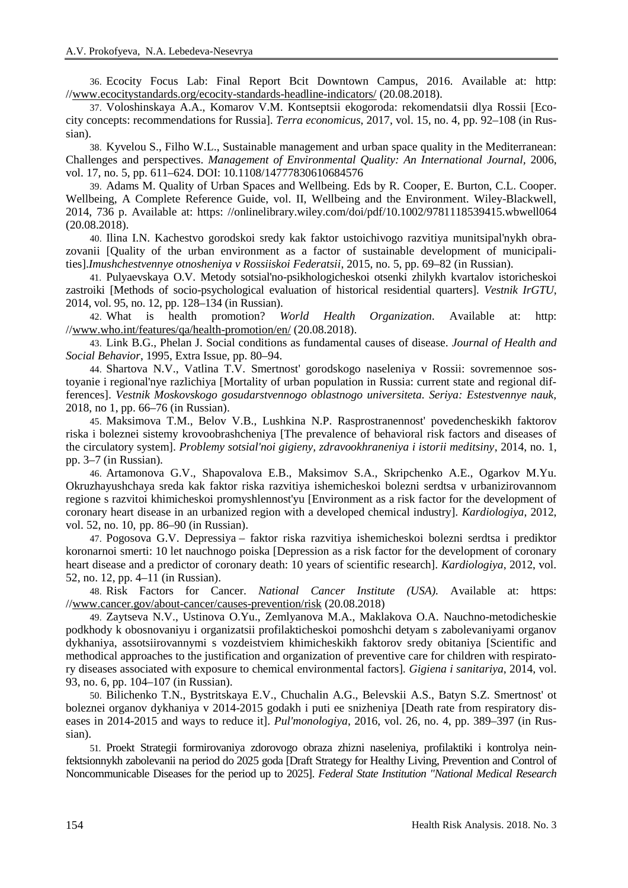36. Ecocity Focus Lab: Final Report Bcit Downtown Campus, 2016. Available at: http: //www.ecocitystandards.org/ecocity-standards-headline-indicators/ (20.08.2018).

37. Voloshinskaya A.A., Komarov V.M. Kontseptsii ekogoroda: rekomendatsii dlya Rossii [Eco-city concepts: recommendations for Russia]. *Terra economicus*, 2017, vol. 15, no. 4, pp. 92–108 (in Russian).

38. Kyvelou S., Filho W.L., Sustainable management and urban space quality in the Mediterranean: Challenges and perspectives. *Management of Environmental Quality: An International Journal*, 2006, vol. 17, no. 5, pp. 611–624. DOI: 10.1108/14777830610684576

39. Adams M. Quality of Urban Spaces and Wellbeing. Eds by R. Cooper, E. Burton, C.L. Cooper. Wellbeing, A Complete Reference Guide, vol. II, Wellbeing and the Environment. Wiley-Blackwell, 2014, 736 p. Available at: https: //onlinelibrary.wiley.com/doi/pdf/10.1002/9781118539415.wbwell064 (20.08.2018).

40. Ilina I.N. Kachestvo gorodskoi sredy kak faktor ustoichivogo razvitiya munitsipal'nykh obrazovanii [Quality of the urban environment as a factor of sustainable development of municipalities].*Imushchestvennye otnosheniya v Rossiiskoi Federatsii*, 2015, no. 5, pp. 69–82 (in Russian).

41. Pulyaevskaya O.V. Metody sotsial'no-psikhologicheskoi otsenki zhilykh kvartalov istoricheskoi zastroiki [Methods of socio-psychological evaluation of historical residential quarters]. *Vestnik IrGTU*, 2014, vol. 95, no. 12, pp. 128–134 (in Russian).

42. What is health promotion? *World Health Organization*. Available at: http: //www.who.int/features/qa/health-promotion/en/ (20.08.2018).

43. Link B.G., Phelan J. Social conditions as fundamental causes of disease. *Journal of Health and Social Behavior*, 1995, Extra Issue, pp. 80–94.

44. Shartova N.V., Vatlina T.V. Smertnost' gorodskogo naseleniya v Rossii: sovremennoe sostoyanie i regional'nye razlichiya [Mortality of urban population in Russia: current state and regional differences]. *Vestnik Moskovskogo gosudarstvennogo oblastnogo universiteta. Seriya: Estestvennye nauk*, 2018, no 1, pp. 66–76 (in Russian).

45. Maksimova T.M., Belov V.B., Lushkina N.P. Rasprostranennost' povedencheskikh faktorov riska i boleznei sistemy krovoobrashcheniya [The prevalence of behavioral risk factors and diseases of the circulatory system]. *Problemy sotsial'noi gigieny, zdravookhraneniya i istorii meditsiny*, 2014, no. 1, pp. 3–7 (in Russian).

46. Artamonova G.V., Shapovalova E.B., Maksimov S.A., Skripchenko A.E., Ogarkov M.Yu. Okruzhayushchaya sreda kak faktor riska razvitiya ishemicheskoi bolezni serdtsa v urbanizirovannom regione s razvitoi khimicheskoi promyshlennost'yu [Environment as a risk factor for the development of coronary heart disease in an urbanized region with a developed chemical industry]. *Kardiologiya*, 2012, vol. 52, no. 10, pp. 86–90 (in Russian).

47. Pogosova G.V. Depressiya – faktor riska razvitiya ishemicheskoi bolezni serdtsa i prediktor koronarnoi smerti: 10 let nauchnogo poiska [Depression as a risk factor for the development of coronary heart disease and a predictor of coronary death: 10 years of scientific research]. *Kardiologiya*, 2012, vol. 52, no. 12, pp. 4–11 (in Russian).

48. Risk Factors for Cancer. *National Cancer Institute (USA)*. Available at: https: //www.cancer.gov/about-cancer/causes-prevention/risk (20.08.2018)

49. Zaytseva N.V., Ustinova O.Yu., Zemlyanova M.A., Maklakova O.A. Nauchno-metodicheskie podkhody k obosnovaniyu i organizatsii profilakticheskoi pomoshchi detyam s zabolevaniyami organov dykhaniya, assotsiirovannymi s vozdeistviem khimicheskikh faktorov sredy obitaniya [Scientific and methodical approaches to the justification and organization of preventive care for children with respiratory diseases associated with exposure to chemical environmental factors]. *Gigiena i sanitariya*, 2014, vol. 93, no. 6, pp. 104–107 (in Russian).

50. Bilichenko T.N., Bystritskaya E.V., Chuchalin A.G., Belevskii A.S., Batyn S.Z. Smertnost' ot boleznei organov dykhaniya v 2014-2015 godakh i puti ee snizheniya [Death rate from respiratory diseases in 2014-2015 and ways to reduce it]. *Pul'monologiya*, 2016, vol. 26, no. 4, pp. 389–397 (in Russian).

51. Proekt Strategii formirovaniya zdorovogo obraza zhizni naseleniya, profilaktiki i kontrolya neinfektsionnykh zabolevanii na period do 2025 goda [Draft Strategy for Healthy Living, Prevention and Control of Noncommunicable Diseases for the period up to 2025]. *Federal State Institution "National Medical Research*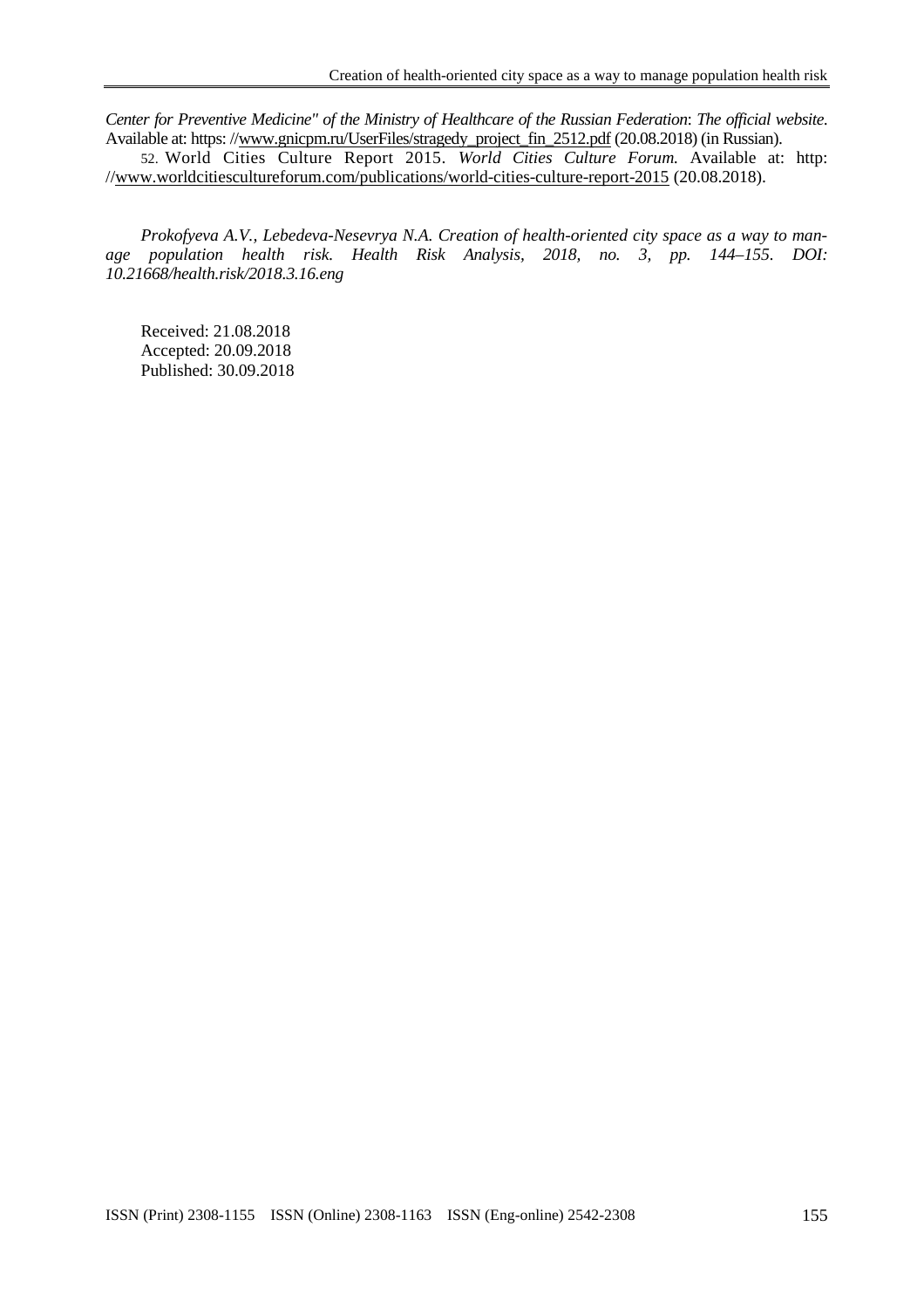*Center for Preventive Medicine" of the Ministry of Healthcare of the Russian Federation*: *The official website*. Available at: https: //www.gnicpm.ru/UserFiles/stragedy_project_fin_2512.pdf (20.08.2018) (in Russian).

52. World Cities Culture Report 2015. *World Cities Culture Forum*. Available at: http: //www.worldcitiescultureforum.com/publications/world-cities-culture-report-2015 (20.08.2018).

*Prokofyeva A.V., Lebedeva-Nesevrya N.A. Creation of health-oriented city space as a way to manage population health risk. Health Risk Analysis, 2018, no. 3, pp. 144–155. DOI: 10.21668/health.risk/2018.3.16.eng*

Received: 21.08.2018
Accepted: 20.09.2018
Published: 30.09.2018